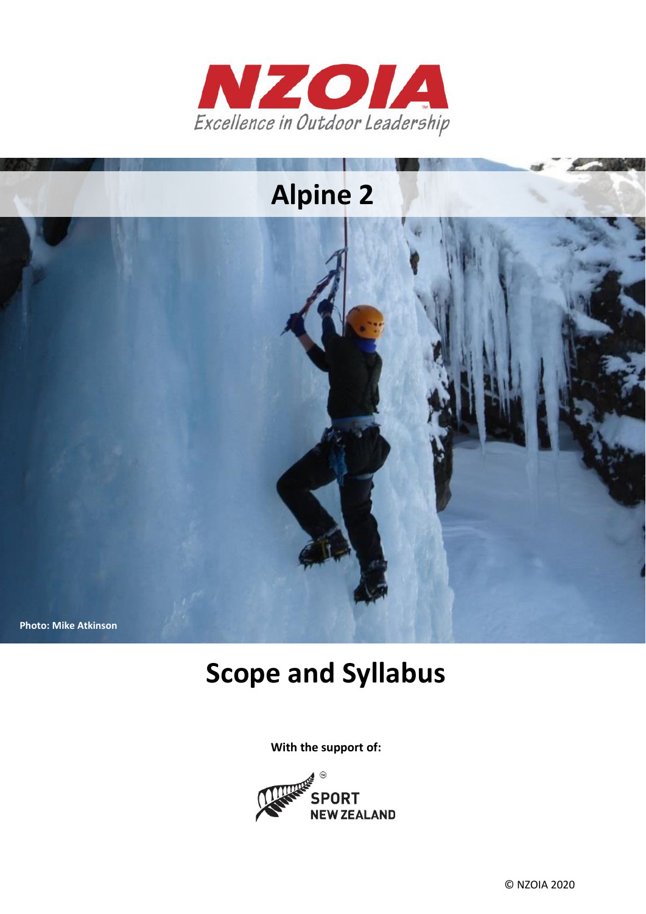NZOIA

Excellence in Outdoor Leadership

# Alpine 2

Photo: Mike Atkinson

# Scope and Syllabus

**With the support of:**

SPORT NEW ZEALAND

© NZOIA 2020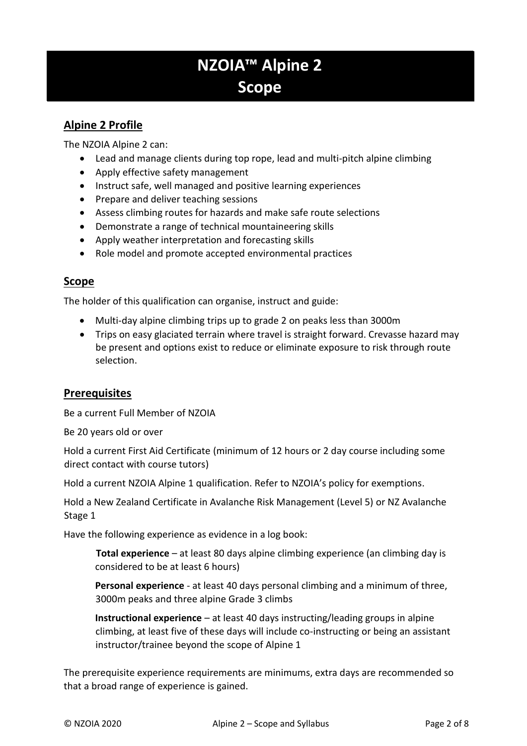# NZOIA™ Alpine 2
# Scope

## Alpine 2 Profile

The NZOIA Alpine 2 can:

- Lead and manage clients during top rope, lead and multi-pitch alpine climbing
- Apply effective safety management
- Instruct safe, well managed and positive learning experiences
- Prepare and deliver teaching sessions
- Assess climbing routes for hazards and make safe route selections
- Demonstrate a range of technical mountaineering skills
- Apply weather interpretation and forecasting skills
- Role model and promote accepted environmental practices

## Scope

The holder of this qualification can organise, instruct and guide:

- Multi-day alpine climbing trips up to grade 2 on peaks less than 3000m
- Trips on easy glaciated terrain where travel is straight forward. Crevasse hazard may be present and options exist to reduce or eliminate exposure to risk through route selection.

## Prerequisites

Be a current Full Member of NZOIA

Be 20 years old or over

Hold a current First Aid Certificate (minimum of 12 hours or 2 day course including some direct contact with course tutors)

Hold a current NZOIA Alpine 1 qualification. Refer to NZOIA's policy for exemptions.

Hold a New Zealand Certificate in Avalanche Risk Management (Level 5) or NZ Avalanche Stage 1

Have the following experience as evidence in a log book:

> **Total experience** – at least 80 days alpine climbing experience (an climbing day is considered to be at least 6 hours)
>
> **Personal experience** - at least 40 days personal climbing and a minimum of three, 3000m peaks and three alpine Grade 3 climbs
>
> **Instructional experience** – at least 40 days instructing/leading groups in alpine climbing, at least five of these days will include co-instructing or being an assistant instructor/trainee beyond the scope of Alpine 1

The prerequisite experience requirements are minimums, extra days are recommended so that a broad range of experience is gained.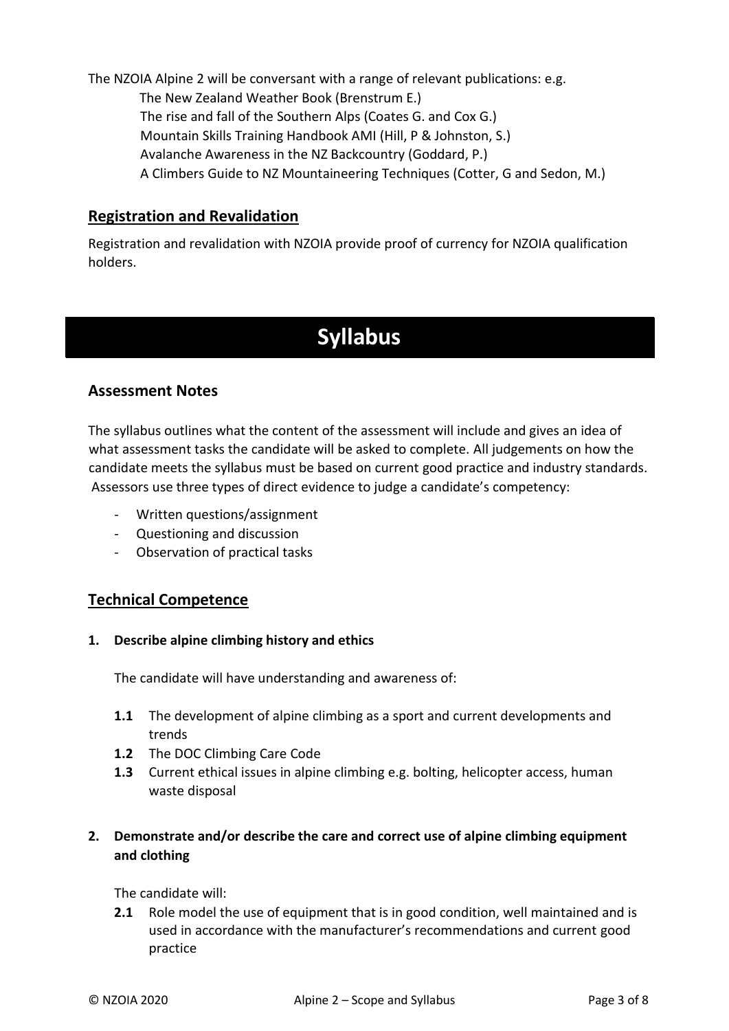The NZOIA Alpine 2 will be conversant with a range of relevant publications: e.g.

The New Zealand Weather Book (Brenstrum E.)
The rise and fall of the Southern Alps (Coates G. and Cox G.)
Mountain Skills Training Handbook AMI (Hill, P & Johnston, S.)
Avalanche Awareness in the NZ Backcountry (Goddard, P.)
A Climbers Guide to NZ Mountaineering Techniques (Cotter, G and Sedon, M.)

## Registration and Revalidation

Registration and revalidation with NZOIA provide proof of currency for NZOIA qualification holders.

# Syllabus

## Assessment Notes

The syllabus outlines what the content of the assessment will include and gives an idea of what assessment tasks the candidate will be asked to complete. All judgements on how the candidate meets the syllabus must be based on current good practice and industry standards. Assessors use three types of direct evidence to judge a candidate's competency:

- Written questions/assignment
- Questioning and discussion
- Observation of practical tasks

## Technical Competence

**1. Describe alpine climbing history and ethics**

The candidate will have understanding and awareness of:

**1.1** The development of alpine climbing as a sport and current developments and trends
**1.2** The DOC Climbing Care Code
**1.3** Current ethical issues in alpine climbing e.g. bolting, helicopter access, human waste disposal

**2. Demonstrate and/or describe the care and correct use of alpine climbing equipment and clothing**

The candidate will:

**2.1** Role model the use of equipment that is in good condition, well maintained and is used in accordance with the manufacturer's recommendations and current good practice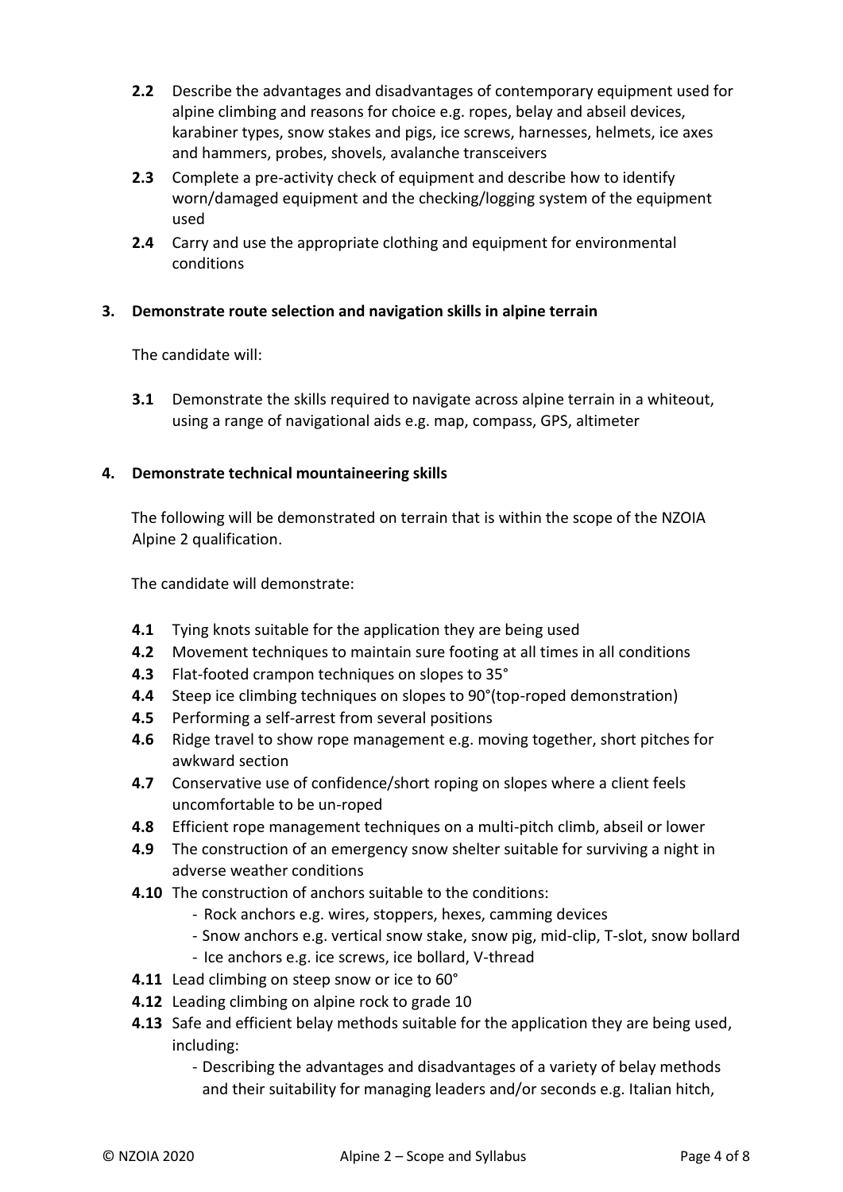**2.2** Describe the advantages and disadvantages of contemporary equipment used for alpine climbing and reasons for choice e.g. ropes, belay and abseil devices, karabiner types, snow stakes and pigs, ice screws, harnesses, helmets, ice axes and hammers, probes, shovels, avalanche transceivers

**2.3** Complete a pre-activity check of equipment and describe how to identify worn/damaged equipment and the checking/logging system of the equipment used

**2.4** Carry and use the appropriate clothing and equipment for environmental conditions

## 3. Demonstrate route selection and navigation skills in alpine terrain

The candidate will:

**3.1** Demonstrate the skills required to navigate across alpine terrain in a whiteout, using a range of navigational aids e.g. map, compass, GPS, altimeter

## 4. Demonstrate technical mountaineering skills

The following will be demonstrated on terrain that is within the scope of the NZOIA Alpine 2 qualification.

The candidate will demonstrate:

**4.1** Tying knots suitable for the application they are being used

**4.2** Movement techniques to maintain sure footing at all times in all conditions

**4.3** Flat-footed crampon techniques on slopes to 35°

**4.4** Steep ice climbing techniques on slopes to 90°(top-roped demonstration)

**4.5** Performing a self-arrest from several positions

**4.6** Ridge travel to show rope management e.g. moving together, short pitches for awkward section

**4.7** Conservative use of confidence/short roping on slopes where a client feels uncomfortable to be un-roped

**4.8** Efficient rope management techniques on a multi-pitch climb, abseil or lower

**4.9** The construction of an emergency snow shelter suitable for surviving a night in adverse weather conditions

**4.10** The construction of anchors suitable to the conditions:

- Rock anchors e.g. wires, stoppers, hexes, camming devices
- Snow anchors e.g. vertical snow stake, snow pig, mid-clip, T-slot, snow bollard
- Ice anchors e.g. ice screws, ice bollard, V-thread

**4.11** Lead climbing on steep snow or ice to 60°

**4.12** Leading climbing on alpine rock to grade 10

**4.13** Safe and efficient belay methods suitable for the application they are being used, including:

- Describing the advantages and disadvantages of a variety of belay methods and their suitability for managing leaders and/or seconds e.g. Italian hitch,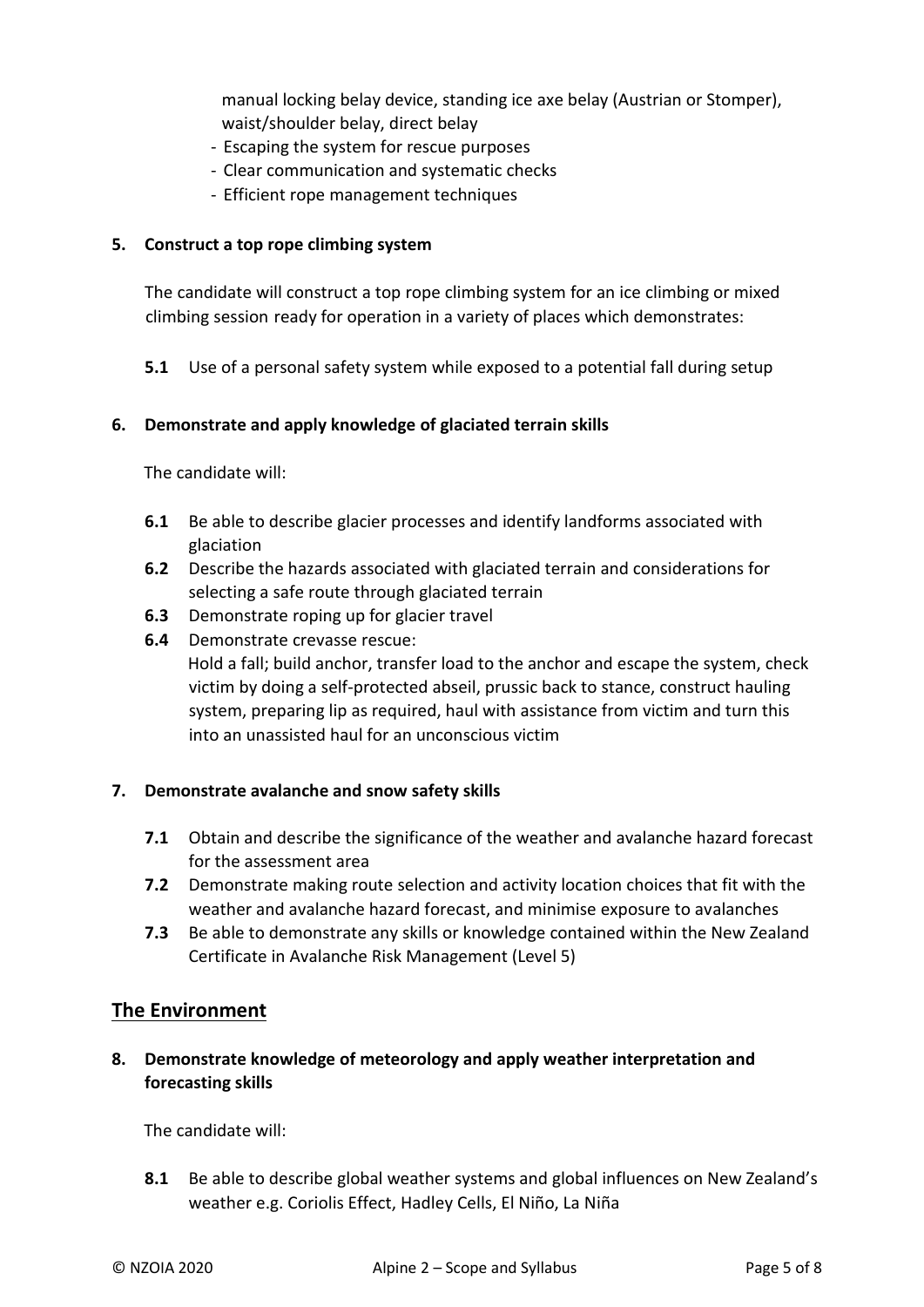manual locking belay device, standing ice axe belay (Austrian or Stomper), waist/shoulder belay, direct belay

- Escaping the system for rescue purposes
- Clear communication and systematic checks
- Efficient rope management techniques

**5. Construct a top rope climbing system**

The candidate will construct a top rope climbing system for an ice climbing or mixed climbing session ready for operation in a variety of places which demonstrates:

**5.1** Use of a personal safety system while exposed to a potential fall during setup

**6. Demonstrate and apply knowledge of glaciated terrain skills**

The candidate will:

**6.1** Be able to describe glacier processes and identify landforms associated with glaciation

**6.2** Describe the hazards associated with glaciated terrain and considerations for selecting a safe route through glaciated terrain

**6.3** Demonstrate roping up for glacier travel

**6.4** Demonstrate crevasse rescue:
Hold a fall; build anchor, transfer load to the anchor and escape the system, check victim by doing a self-protected abseil, prussic back to stance, construct hauling system, preparing lip as required, haul with assistance from victim and turn this into an unassisted haul for an unconscious victim

**7. Demonstrate avalanche and snow safety skills**

**7.1** Obtain and describe the significance of the weather and avalanche hazard forecast for the assessment area

**7.2** Demonstrate making route selection and activity location choices that fit with the weather and avalanche hazard forecast, and minimise exposure to avalanches

**7.3** Be able to demonstrate any skills or knowledge contained within the New Zealand Certificate in Avalanche Risk Management (Level 5)

## The Environment

**8. Demonstrate knowledge of meteorology and apply weather interpretation and forecasting skills**

The candidate will:

**8.1** Be able to describe global weather systems and global influences on New Zealand's weather e.g. Coriolis Effect, Hadley Cells, El Niño, La Niña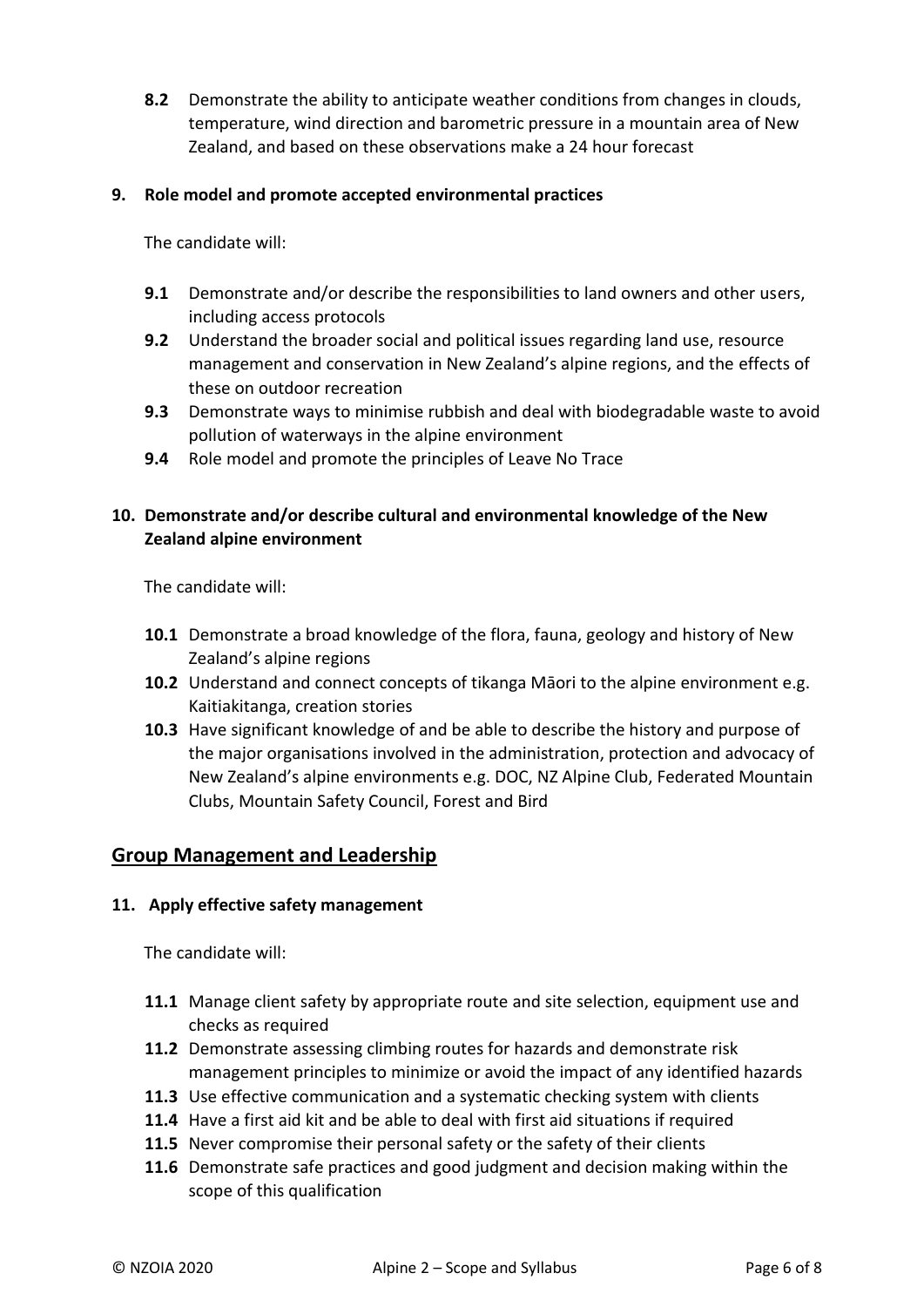**8.2** Demonstrate the ability to anticipate weather conditions from changes in clouds, temperature, wind direction and barometric pressure in a mountain area of New Zealand, and based on these observations make a 24 hour forecast

**9. Role model and promote accepted environmental practices**

The candidate will:

- **9.1** Demonstrate and/or describe the responsibilities to land owners and other users, including access protocols
- **9.2** Understand the broader social and political issues regarding land use, resource management and conservation in New Zealand's alpine regions, and the effects of these on outdoor recreation
- **9.3** Demonstrate ways to minimise rubbish and deal with biodegradable waste to avoid pollution of waterways in the alpine environment
- **9.4** Role model and promote the principles of Leave No Trace

**10. Demonstrate and/or describe cultural and environmental knowledge of the New Zealand alpine environment**

The candidate will:

- **10.1** Demonstrate a broad knowledge of the flora, fauna, geology and history of New Zealand's alpine regions
- **10.2** Understand and connect concepts of tikanga Māori to the alpine environment e.g. Kaitiakitanga, creation stories
- **10.3** Have significant knowledge of and be able to describe the history and purpose of the major organisations involved in the administration, protection and advocacy of New Zealand's alpine environments e.g. DOC, NZ Alpine Club, Federated Mountain Clubs, Mountain Safety Council, Forest and Bird

## Group Management and Leadership

**11. Apply effective safety management**

The candidate will:

- **11.1** Manage client safety by appropriate route and site selection, equipment use and checks as required
- **11.2** Demonstrate assessing climbing routes for hazards and demonstrate risk management principles to minimize or avoid the impact of any identified hazards
- **11.3** Use effective communication and a systematic checking system with clients
- **11.4** Have a first aid kit and be able to deal with first aid situations if required
- **11.5** Never compromise their personal safety or the safety of their clients
- **11.6** Demonstrate safe practices and good judgment and decision making within the scope of this qualification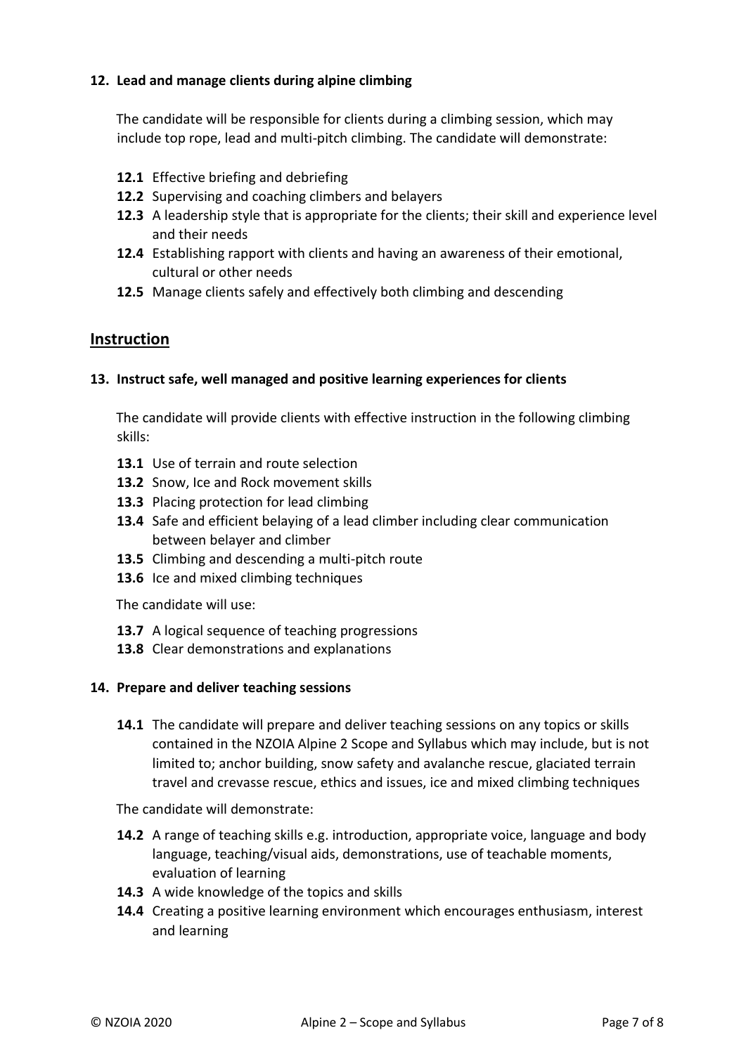**12. Lead and manage clients during alpine climbing**

The candidate will be responsible for clients during a climbing session, which may include top rope, lead and multi-pitch climbing. The candidate will demonstrate:

- **12.1** Effective briefing and debriefing
- **12.2** Supervising and coaching climbers and belayers
- **12.3** A leadership style that is appropriate for the clients; their skill and experience level and their needs
- **12.4** Establishing rapport with clients and having an awareness of their emotional, cultural or other needs
- **12.5** Manage clients safely and effectively both climbing and descending

## Instruction

**13. Instruct safe, well managed and positive learning experiences for clients**

The candidate will provide clients with effective instruction in the following climbing skills:

- **13.1** Use of terrain and route selection
- **13.2** Snow, Ice and Rock movement skills
- **13.3** Placing protection for lead climbing
- **13.4** Safe and efficient belaying of a lead climber including clear communication between belayer and climber
- **13.5** Climbing and descending a multi-pitch route
- **13.6** Ice and mixed climbing techniques

The candidate will use:

- **13.7** A logical sequence of teaching progressions
- **13.8** Clear demonstrations and explanations

**14. Prepare and deliver teaching sessions**

- **14.1** The candidate will prepare and deliver teaching sessions on any topics or skills contained in the NZOIA Alpine 2 Scope and Syllabus which may include, but is not limited to; anchor building, snow safety and avalanche rescue, glaciated terrain travel and crevasse rescue, ethics and issues, ice and mixed climbing techniques

The candidate will demonstrate:

- **14.2** A range of teaching skills e.g. introduction, appropriate voice, language and body language, teaching/visual aids, demonstrations, use of teachable moments, evaluation of learning
- **14.3** A wide knowledge of the topics and skills
- **14.4** Creating a positive learning environment which encourages enthusiasm, interest and learning